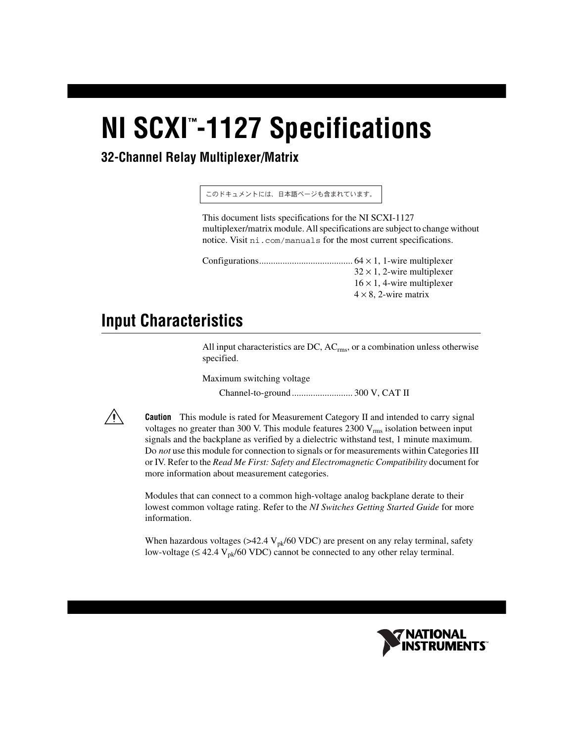# NI SCXI™-1127 Specifications

## 32-Channel Relay Multiplexer/Matrix

このドキュメントには、日本語ページも含まれています。

This document lists specifications for the NI SCXI-1127 multiplexer/matrix module. All specifications are subject to change without notice. Visit `ni.com/manuals` for the most current specifications.

Configurations........................................ 64 × 1, 1-wire multiplexer
32 × 1, 2-wire multiplexer
16 × 1, 4-wire multiplexer
4 × 8, 2-wire matrix

## Input Characteristics

All input characteristics are DC, $AC_{rms}$, or a combination unless otherwise specified.

Maximum switching voltage

Channel-to-ground .......................... 300 V, CAT II

**Caution** This module is rated for Measurement Category II and intended to carry signal voltages no greater than 300 V. This module features 2300 $V_{rms}$ isolation between input signals and the backplane as verified by a dielectric withstand test, 1 minute maximum. Do *not* use this module for connection to signals or for measurements within Categories III or IV. Refer to the *Read Me First: Safety and Electromagnetic Compatibility* document for more information about measurement categories.

Modules that can connect to a common high-voltage analog backplane derate to their lowest common voltage rating. Refer to the *NI Switches Getting Started Guide* for more information.

When hazardous voltages (>42.4 $V_{pk}$/60 VDC) are present on any relay terminal, safety low-voltage (≤ 42.4 $V_{pk}$/60 VDC) cannot be connected to any other relay terminal.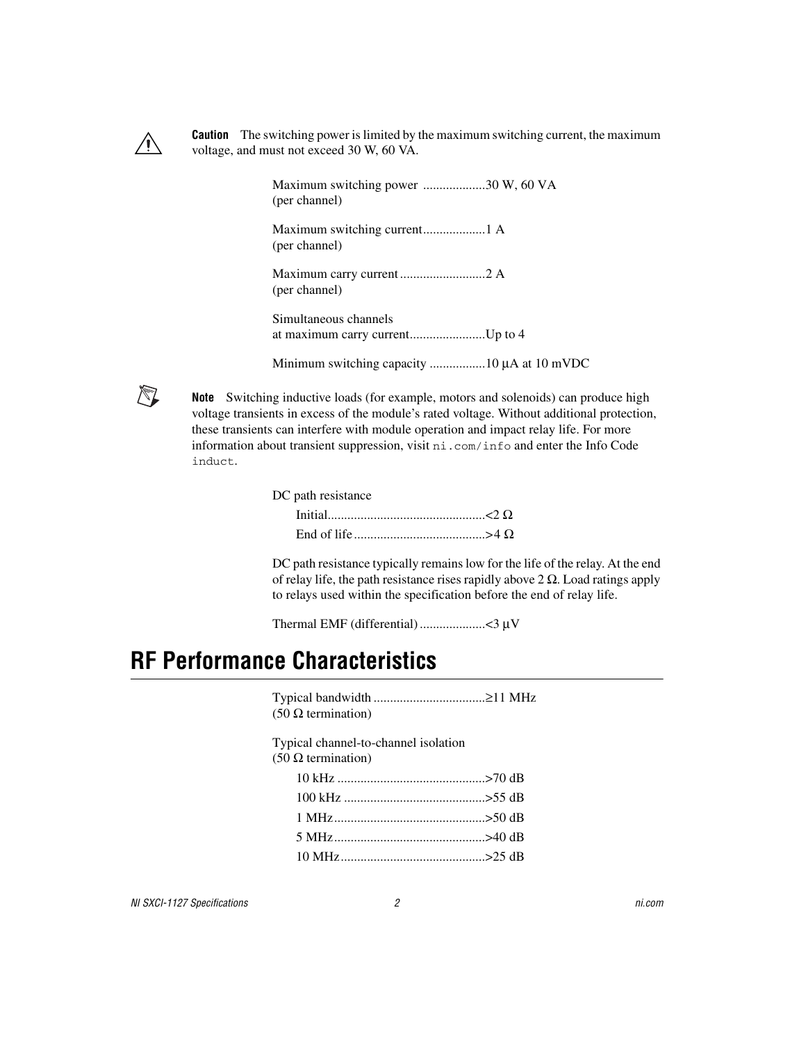**Caution** The switching power is limited by the maximum switching current, the maximum voltage, and must not exceed 30 W, 60 VA.

Maximum switching power (per channel) ...................30 W, 60 VA

Maximum switching current (per channel) ...................1 A

Maximum carry current (per channel) ..........................2 A

Simultaneous channels at maximum carry current.......................Up to 4

Minimum switching capacity .................10 µA at 10 mVDC

**Note** Switching inductive loads (for example, motors and solenoids) can produce high voltage transients in excess of the module's rated voltage. Without additional protection, these transients can interfere with module operation and impact relay life. For more information about transient suppression, visit `ni.com/info` and enter the Info Code `induct`.

DC path resistance

- Initial................................................<2 Ω
- End of life........................................>4 Ω

DC path resistance typically remains low for the life of the relay. At the end of relay life, the path resistance rises rapidly above 2 Ω. Load ratings apply to relays used within the specification before the end of relay life.

Thermal EMF (differential)....................<3 µV

# RF Performance Characteristics

Typical bandwidth (50 Ω termination) ..................................≥11 MHz

Typical channel-to-channel isolation (50 Ω termination)

- 10 kHz .............................................>70 dB
- 100 kHz ...........................................>55 dB
- 1 MHz..............................................>50 dB
- 5 MHz..............................................>40 dB
- 10 MHz............................................>25 dB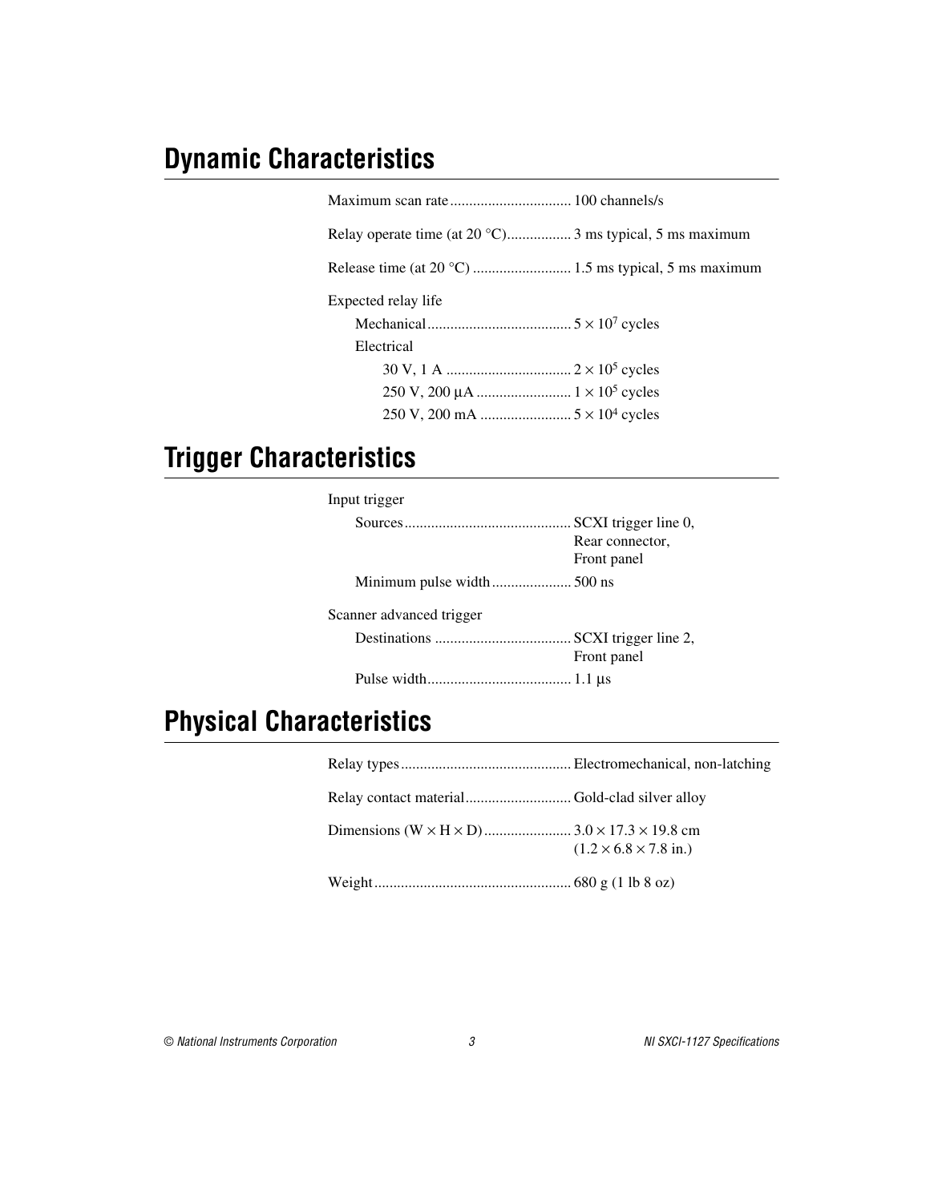## Dynamic Characteristics

Maximum scan rate ................................ 100 channels/s

Relay operate time (at 20 °C)................. 3 ms typical, 5 ms maximum

Release time (at 20 °C) .......................... 1.5 ms typical, 5 ms maximum

Expected relay life

- Mechanical...................................... $5 \times 10^7$ cycles
- Electrical
  - 30 V, 1 A ................................ $2 \times 10^5$ cycles
  - 250 V, 200 μA ........................ $1 \times 10^5$ cycles
  - 250 V, 200 mA ....................... $5 \times 10^4$ cycles

## Trigger Characteristics

Input trigger

- Sources............................................ SCXI trigger line 0, Rear connector, Front panel
- Minimum pulse width..................... 500 ns

Scanner advanced trigger

- Destinations .................................... SCXI trigger line 2, Front panel
- Pulse width...................................... 1.1 μs

## Physical Characteristics

Relay types............................................ Electromechanical, non-latching

Relay contact material........................... Gold-clad silver alloy

Dimensions (W × H × D)....................... 3.0 × 17.3 × 19.8 cm (1.2 × 6.8 × 7.8 in.)

Weight.................................................... 680 g (1 lb 8 oz)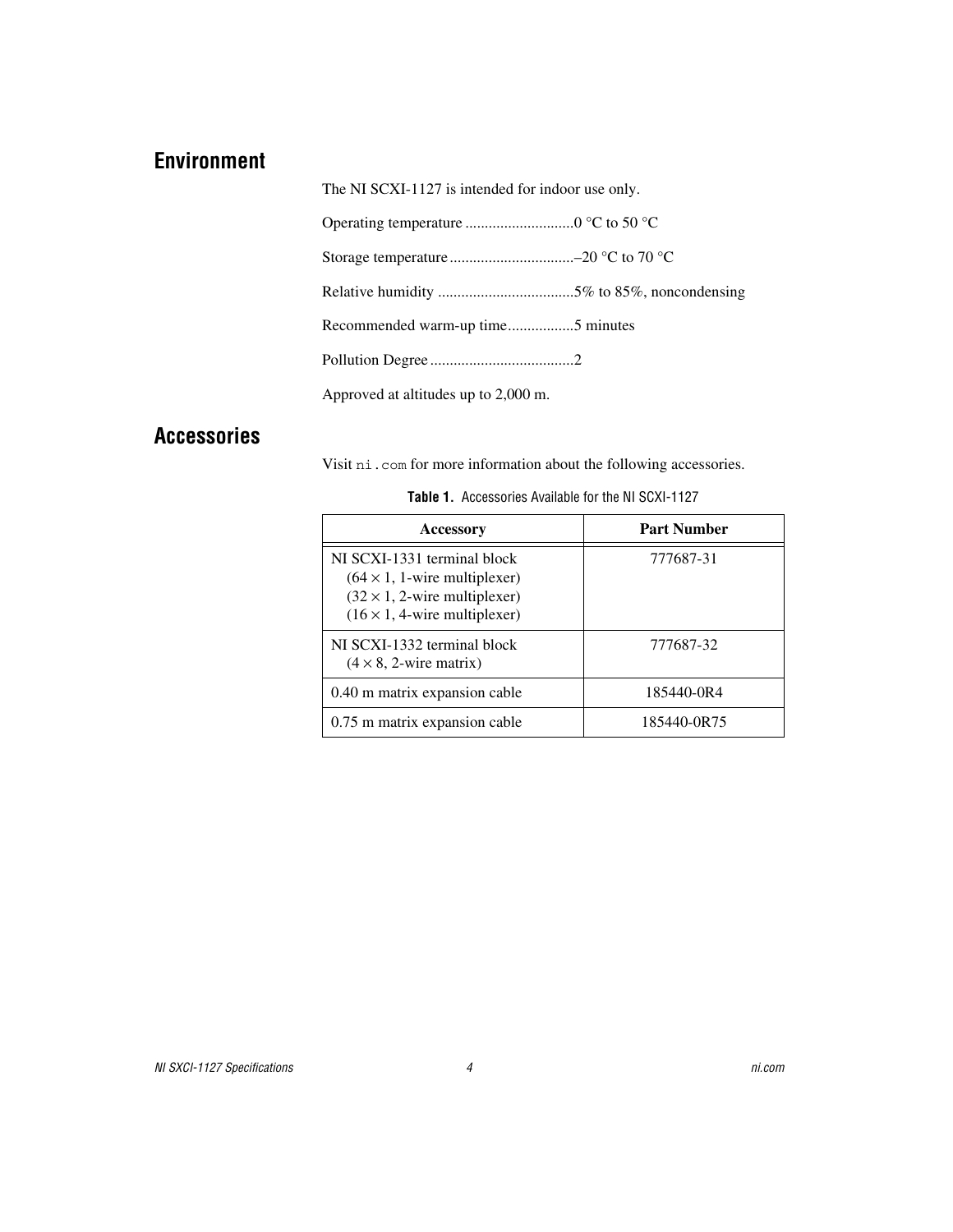## Environment

The NI SCXI-1127 is intended for indoor use only.

Operating temperature ............................0 °C to 50 °C

Storage temperature ................................–20 °C to 70 °C

Relative humidity ...................................5% to 85%, noncondensing

Recommended warm-up time.................5 minutes

Pollution Degree .....................................2

Approved at altitudes up to 2,000 m.

## Accessories

Visit `ni.com` for more information about the following accessories.

**Table 1.** Accessories Available for the NI SCXI-1127

| Accessory | Part Number |
|---|---|
| NI SCXI-1331 terminal block<br>(64 × 1, 1-wire multiplexer)<br>(32 × 1, 2-wire multiplexer)<br>(16 × 1, 4-wire multiplexer) | 777687-31 |
| NI SCXI-1332 terminal block<br>(4 × 8, 2-wire matrix) | 777687-32 |
| 0.40 m matrix expansion cable | 185440-0R4 |
| 0.75 m matrix expansion cable | 185440-0R75 |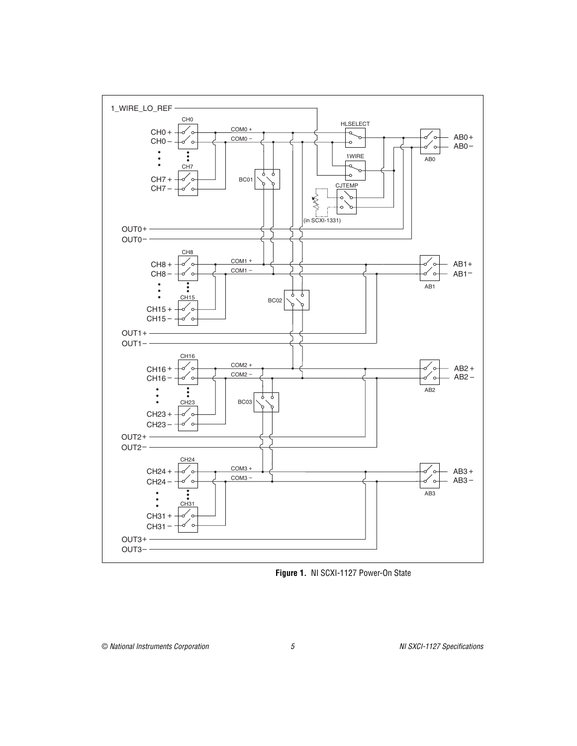**Figure 1.** NI SCXI-1127 Power-On State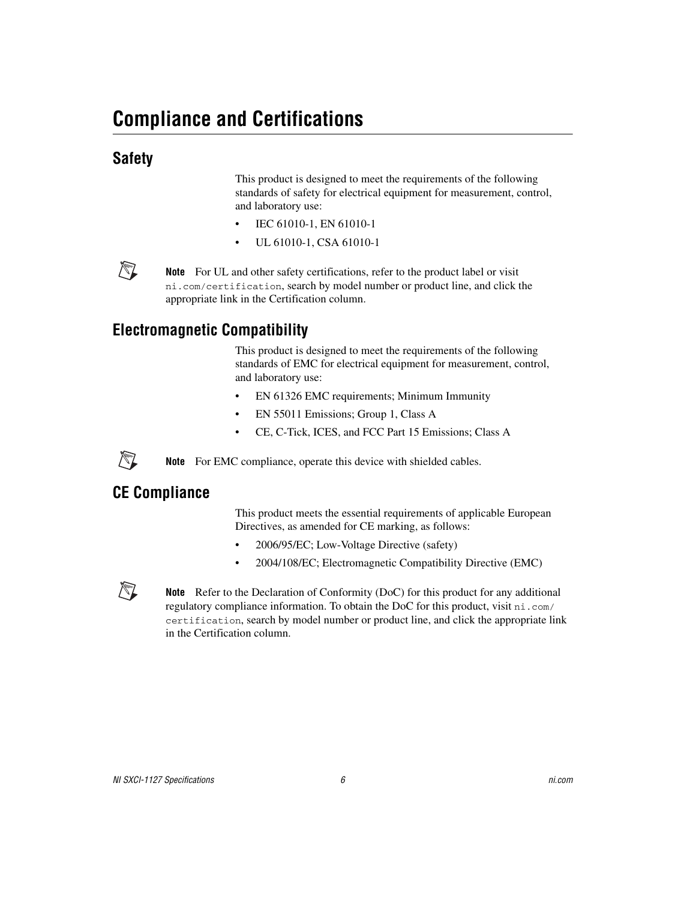# Compliance and Certifications

## Safety

This product is designed to meet the requirements of the following standards of safety for electrical equipment for measurement, control, and laboratory use:

- IEC 61010-1, EN 61010-1
- UL 61010-1, CSA 61010-1

**Note** For UL and other safety certifications, refer to the product label or visit `ni.com/certification`, search by model number or product line, and click the appropriate link in the Certification column.

## Electromagnetic Compatibility

This product is designed to meet the requirements of the following standards of EMC for electrical equipment for measurement, control, and laboratory use:

- EN 61326 EMC requirements; Minimum Immunity
- EN 55011 Emissions; Group 1, Class A
- CE, C-Tick, ICES, and FCC Part 15 Emissions; Class A

**Note** For EMC compliance, operate this device with shielded cables.

## CE Compliance

This product meets the essential requirements of applicable European Directives, as amended for CE marking, as follows:

- 2006/95/EC; Low-Voltage Directive (safety)
- 2004/108/EC; Electromagnetic Compatibility Directive (EMC)

**Note** Refer to the Declaration of Conformity (DoC) for this product for any additional regulatory compliance information. To obtain the DoC for this product, visit `ni.com/certification`, search by model number or product line, and click the appropriate link in the Certification column.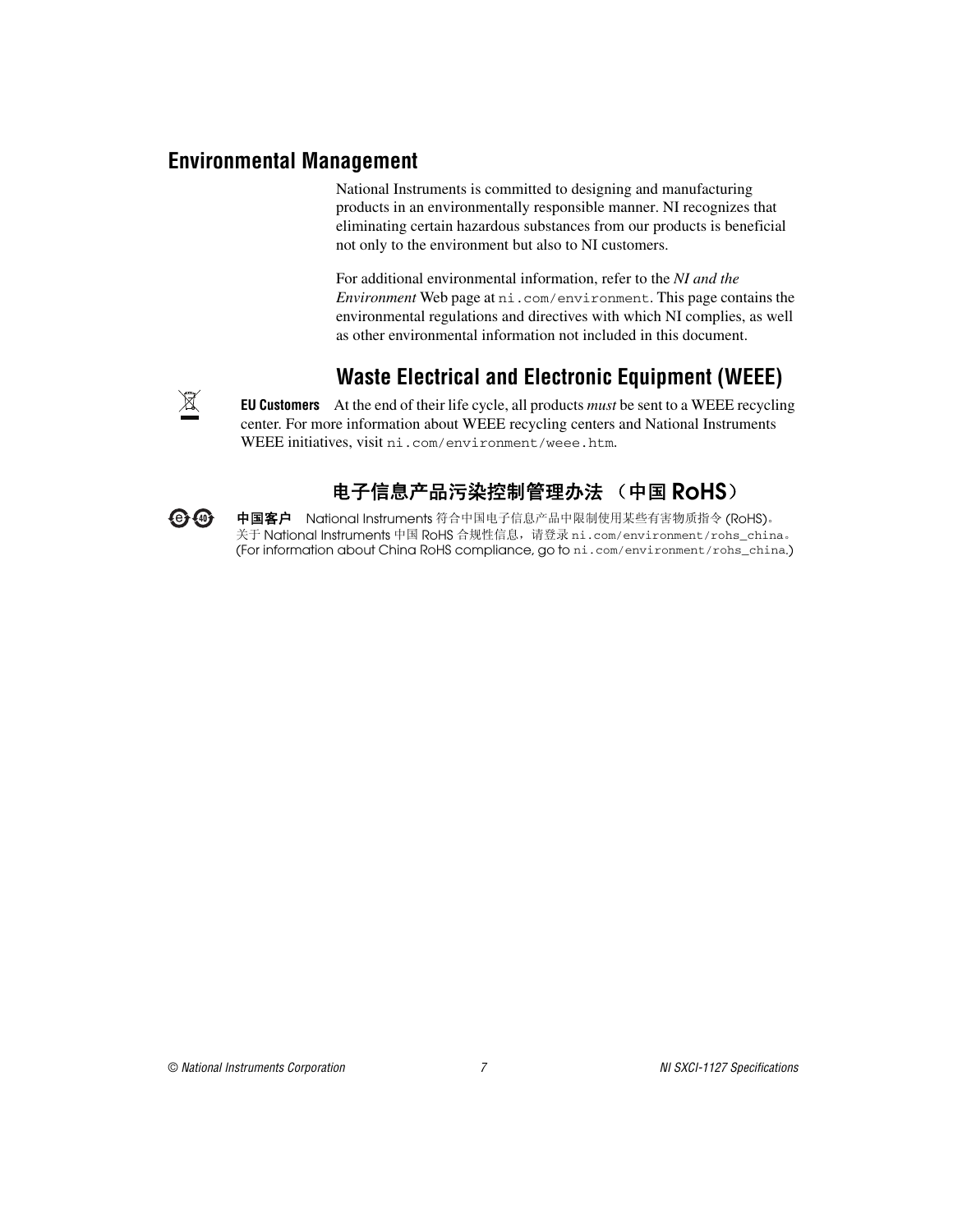## Environmental Management

National Instruments is committed to designing and manufacturing products in an environmentally responsible manner. NI recognizes that eliminating certain hazardous substances from our products is beneficial not only to the environment but also to NI customers.

For additional environmental information, refer to the *NI and the Environment* Web page at ni.com/environment. This page contains the environmental regulations and directives with which NI complies, as well as other environmental information not included in this document.

### Waste Electrical and Electronic Equipment (WEEE)

**EU Customers** At the end of their life cycle, all products *must* be sent to a WEEE recycling center. For more information about WEEE recycling centers and National Instruments WEEE initiatives, visit ni.com/environment/weee.htm.

### 电子信息产品污染控制管理办法 （中国 RoHS）

**中国客户** National Instruments 符合中国电子信息产品中限制使用某些有害物质指令 (RoHS)。关于 National Instruments 中国 RoHS 合规性信息，请登录 ni.com/environment/rohs_china。(For information about China RoHS compliance, go to ni.com/environment/rohs_china.)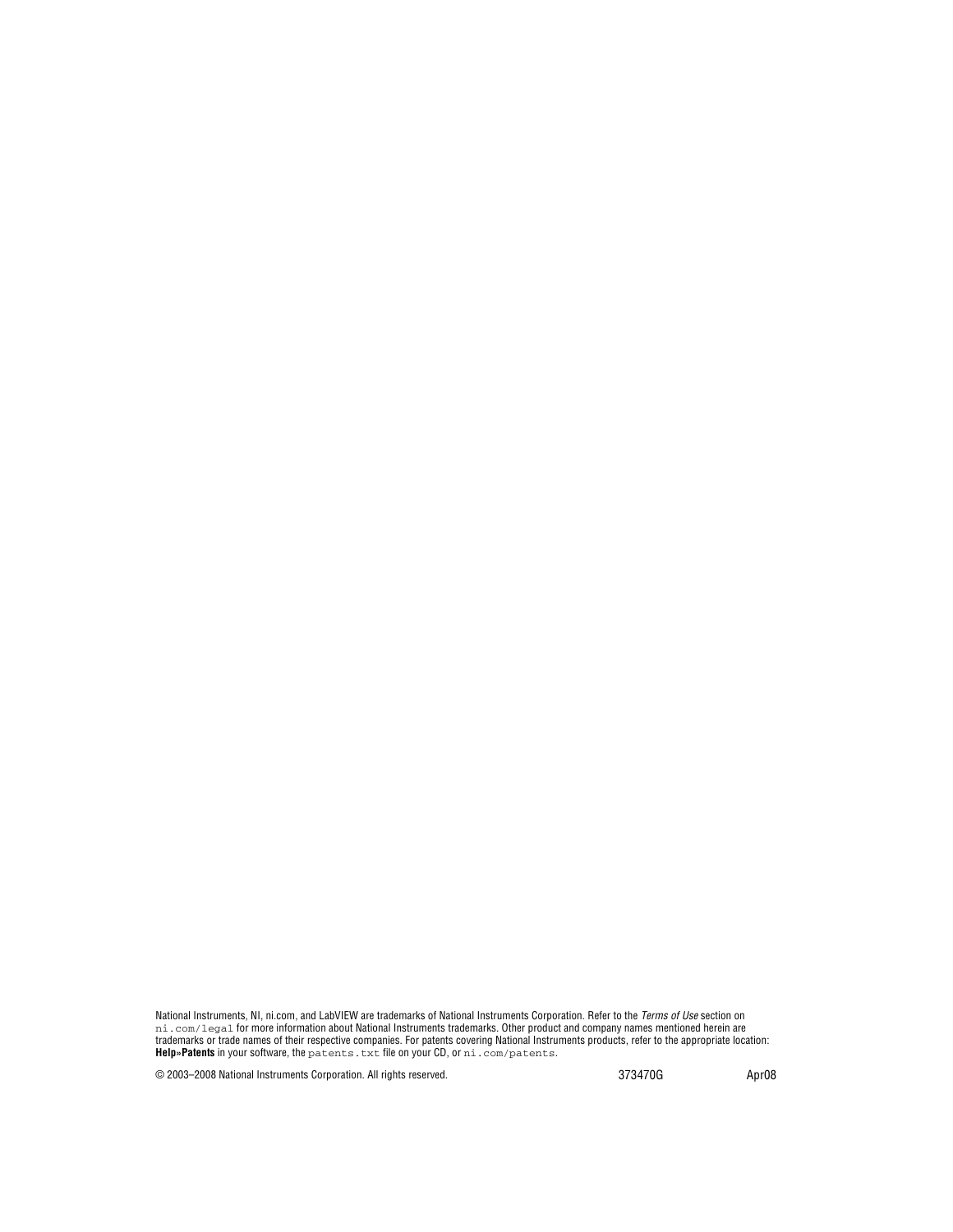National Instruments, NI, ni.com, and LabVIEW are trademarks of National Instruments Corporation. Refer to the *Terms of Use* section on `ni.com/legal` for more information about National Instruments trademarks. Other product and company names mentioned herein are trademarks or trade names of their respective companies. For patents covering National Instruments products, refer to the appropriate location: **Help»Patents** in your software, the `patents.txt` file on your CD, or `ni.com/patents`.

© 2003–2008 National Instruments Corporation. All rights reserved. 373470G Apr08